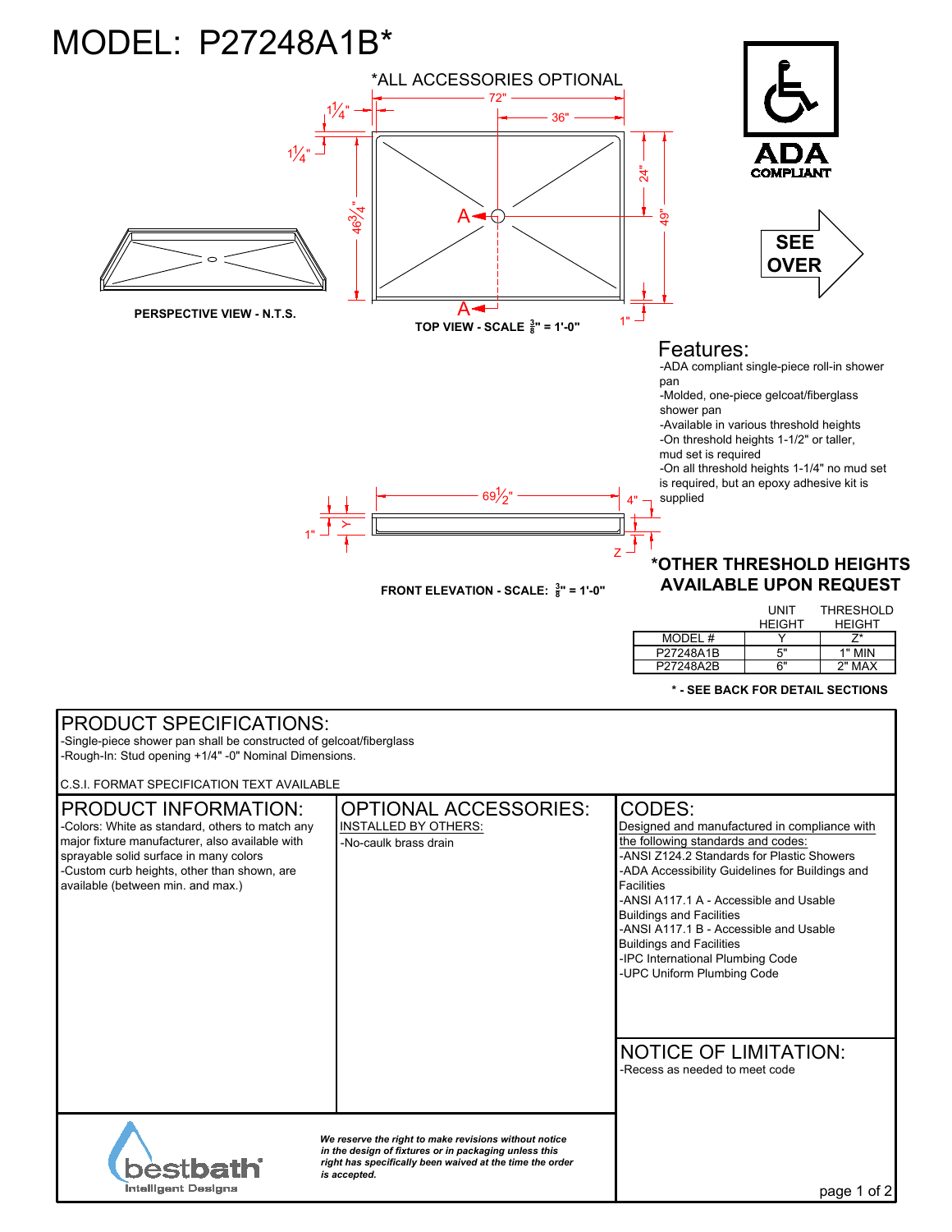# MODEL: P27248A1B*

*ALL ACCESSORIES OPTIONAL

72"
36"
1 1/4"
1 1/4"
46 3/4"
24"
49"
1"
A
A

PERSPECTIVE VIEW - N.T.S.

TOP VIEW - SCALE 3/8" = 1'-0"

ADA COMPLIANT

SEE OVER

## Features:

- -ADA compliant single-piece roll-in shower pan
- -Molded, one-piece gelcoat/fiberglass shower pan
- -Available in various threshold heights
- -On threshold heights 1-1/2" or taller, mud set is required
- -On all threshold heights 1-1/4" no mud set is required, but an epoxy adhesive kit is supplied

69 1/2"
4"
Y
1"
Z

FRONT ELEVATION - SCALE: 3/8" = 1'-0"

**\*OTHER THRESHOLD HEIGHTS AVAILABLE UPON REQUEST**

| MODEL # | UNIT HEIGHT Y | THRESHOLD HEIGHT Z* |
|---|---|---|
| P27248A1B | 5" | 1" MIN |
| P27248A2B | 6" | 2" MAX |

**\* - SEE BACK FOR DETAIL SECTIONS**

## PRODUCT SPECIFICATIONS:

-Single-piece shower pan shall be constructed of gelcoat/fiberglass
-Rough-In: Stud opening +1/4" -0" Nominal Dimensions.

C.S.I. FORMAT SPECIFICATION TEXT AVAILABLE

## PRODUCT INFORMATION:

-Colors: White as standard, others to match any major fixture manufacturer, also available with sprayable solid surface in many colors
-Custom curb heights, other than shown, are available (between min. and max.)

## OPTIONAL ACCESSORIES:

INSTALLED BY OTHERS:
-No-caulk brass drain

## CODES:

Designed and manufactured in compliance with the following standards and codes:
-ANSI Z124.2 Standards for Plastic Showers
-ADA Accessibility Guidelines for Buildings and Facilities
-ANSI A117.1 A - Accessible and Usable Buildings and Facilities
-ANSI A117.1 B - Accessible and Usable Buildings and Facilities
-IPC International Plumbing Code
-UPC Uniform Plumbing Code

## NOTICE OF LIMITATION:

-Recess as needed to meet code

bestbath® Intelligent Designs

*We reserve the right to make revisions without notice in the design of fixtures or in packaging unless this right has specifically been waived at the time the order is accepted.*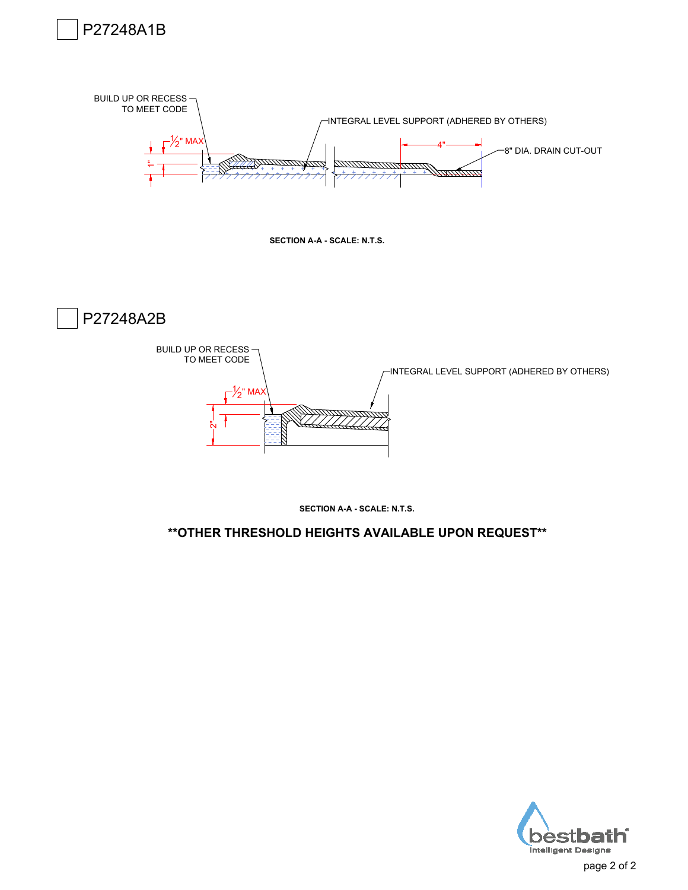☐ P27248A1B

BUILD UP OR RECESS TO MEET CODE

INTEGRAL LEVEL SUPPORT (ADHERED BY OTHERS)

½" MAX

1"

4"

8" DIA. DRAIN CUT-OUT

**SECTION A-A - SCALE: N.T.S.**

☐ P27248A2B

BUILD UP OR RECESS TO MEET CODE

INTEGRAL LEVEL SUPPORT (ADHERED BY OTHERS)

½" MAX

2"

**SECTION A-A - SCALE: N.T.S.**

**\*\*OTHER THRESHOLD HEIGHTS AVAILABLE UPON REQUEST\*\***

bestbath
Intelligent Designs